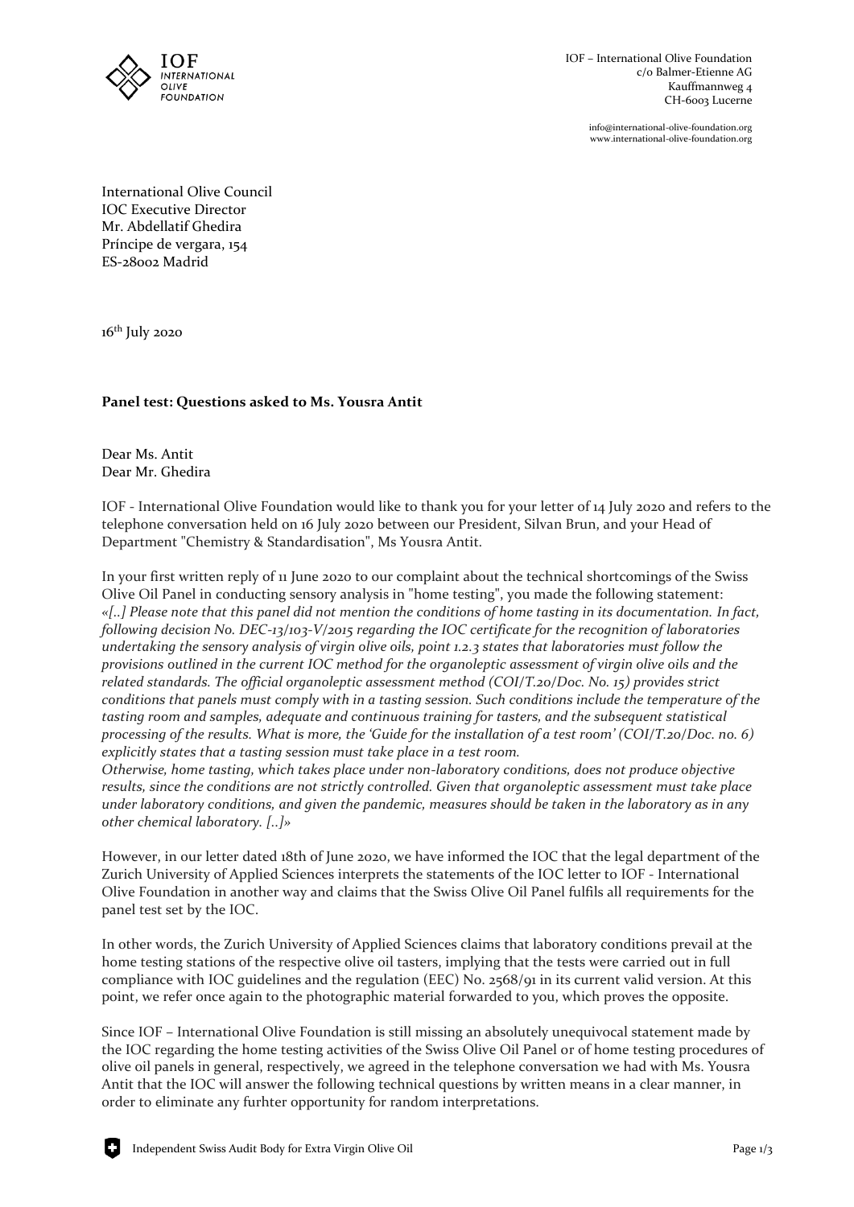IOF
INTERNATIONAL
OLIVE
FOUNDATION

IOF – International Olive Foundation
c/o Balmer-Etienne AG
Kauffmannweg 4
CH-6003 Lucerne

info@international-olive-foundation.org
www.international-olive-foundation.org

International Olive Council
IOC Executive Director
Mr. Abdellatif Ghedira
Príncipe de vergara, 154
ES-28002 Madrid

16th July 2020

**Panel test: Questions asked to Ms. Yousra Antit**

Dear Ms. Antit
Dear Mr. Ghedira

IOF - International Olive Foundation would like to thank you for your letter of 14 July 2020 and refers to the telephone conversation held on 16 July 2020 between our President, Silvan Brun, and your Head of Department "Chemistry & Standardisation", Ms Yousra Antit.

In your first written reply of 11 June 2020 to our complaint about the technical shortcomings of the Swiss Olive Oil Panel in conducting sensory analysis in "home testing", you made the following statement:
*«[..] Please note that this panel did not mention the conditions of home tasting in its documentation. In fact, following decision No. DEC-13/103-V/2015 regarding the IOC certificate for the recognition of laboratories undertaking the sensory analysis of virgin olive oils, point 1.2.3 states that laboratories must follow the provisions outlined in the current IOC method for the organoleptic assessment of virgin olive oils and the related standards. The official organoleptic assessment method (COI/T.20/Doc. No. 15) provides strict conditions that panels must comply with in a tasting session. Such conditions include the temperature of the tasting room and samples, adequate and continuous training for tasters, and the subsequent statistical processing of the results. What is more, the 'Guide for the installation of a test room' (COI/T.20/Doc. no. 6) explicitly states that a tasting session must take place in a test room.*
*Otherwise, home tasting, which takes place under non-laboratory conditions, does not produce objective results, since the conditions are not strictly controlled. Given that organoleptic assessment must take place under laboratory conditions, and given the pandemic, measures should be taken in the laboratory as in any other chemical laboratory. [..]»*

However, in our letter dated 18th of June 2020, we have informed the IOC that the legal department of the Zurich University of Applied Sciences interprets the statements of the IOC letter to IOF - International Olive Foundation in another way and claims that the Swiss Olive Oil Panel fulfils all requirements for the panel test set by the IOC.

In other words, the Zurich University of Applied Sciences claims that laboratory conditions prevail at the home testing stations of the respective olive oil tasters, implying that the tests were carried out in full compliance with IOC guidelines and the regulation (EEC) No. 2568/91 in its current valid version. At this point, we refer once again to the photographic material forwarded to you, which proves the opposite.

Since IOF – International Olive Foundation is still missing an absolutely unequivocal statement made by the IOC regarding the home testing activities of the Swiss Olive Oil Panel or of home testing procedures of olive oil panels in general, respectively, we agreed in the telephone conversation we had with Ms. Yousra Antit that the IOC will answer the following technical questions by written means in a clear manner, in order to eliminate any furhter opportunity for random interpretations.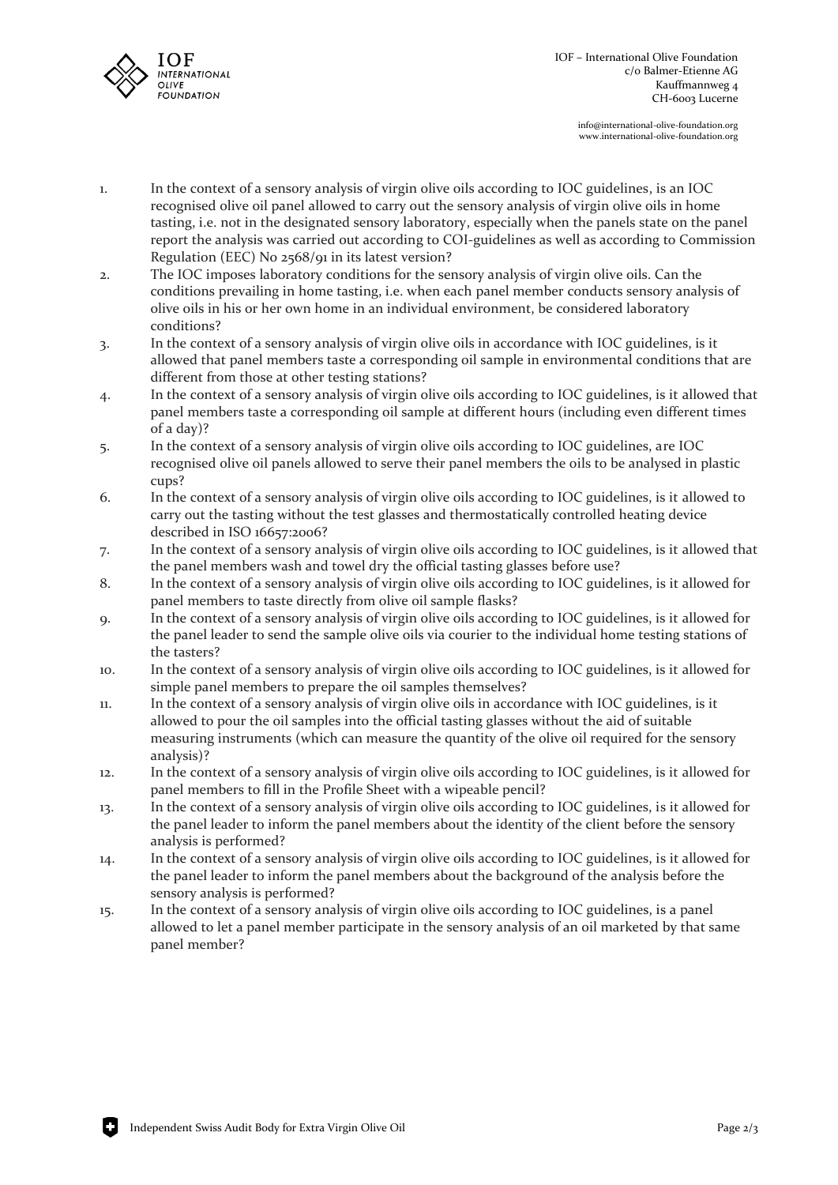1. In the context of a sensory analysis of virgin olive oils according to IOC guidelines, is an IOC recognised olive oil panel allowed to carry out the sensory analysis of virgin olive oils in home tasting, i.e. not in the designated sensory laboratory, especially when the panels state on the panel report the analysis was carried out according to COI-guidelines as well as according to Commission Regulation (EEC) No 2568/91 in its latest version?
2. The IOC imposes laboratory conditions for the sensory analysis of virgin olive oils. Can the conditions prevailing in home tasting, i.e. when each panel member conducts sensory analysis of olive oils in his or her own home in an individual environment, be considered laboratory conditions?
3. In the context of a sensory analysis of virgin olive oils in accordance with IOC guidelines, is it allowed that panel members taste a corresponding oil sample in environmental conditions that are different from those at other testing stations?
4. In the context of a sensory analysis of virgin olive oils according to IOC guidelines, is it allowed that panel members taste a corresponding oil sample at different hours (including even different times of a day)?
5. In the context of a sensory analysis of virgin olive oils according to IOC guidelines, are IOC recognised olive oil panels allowed to serve their panel members the oils to be analysed in plastic cups?
6. In the context of a sensory analysis of virgin olive oils according to IOC guidelines, is it allowed to carry out the tasting without the test glasses and thermostatically controlled heating device described in ISO 16657:2006?
7. In the context of a sensory analysis of virgin olive oils according to IOC guidelines, is it allowed that the panel members wash and towel dry the official tasting glasses before use?
8. In the context of a sensory analysis of virgin olive oils according to IOC guidelines, is it allowed for panel members to taste directly from olive oil sample flasks?
9. In the context of a sensory analysis of virgin olive oils according to IOC guidelines, is it allowed for the panel leader to send the sample olive oils via courier to the individual home testing stations of the tasters?
10. In the context of a sensory analysis of virgin olive oils according to IOC guidelines, is it allowed for simple panel members to prepare the oil samples themselves?
11. In the context of a sensory analysis of virgin olive oils in accordance with IOC guidelines, is it allowed to pour the oil samples into the official tasting glasses without the aid of suitable measuring instruments (which can measure the quantity of the olive oil required for the sensory analysis)?
12. In the context of a sensory analysis of virgin olive oils according to IOC guidelines, is it allowed for panel members to fill in the Profile Sheet with a wipeable pencil?
13. In the context of a sensory analysis of virgin olive oils according to IOC guidelines, is it allowed for the panel leader to inform the panel members about the identity of the client before the sensory analysis is performed?
14. In the context of a sensory analysis of virgin olive oils according to IOC guidelines, is it allowed for the panel leader to inform the panel members about the background of the analysis before the sensory analysis is performed?
15. In the context of a sensory analysis of virgin olive oils according to IOC guidelines, is a panel allowed to let a panel member participate in the sensory analysis of an oil marketed by that same panel member?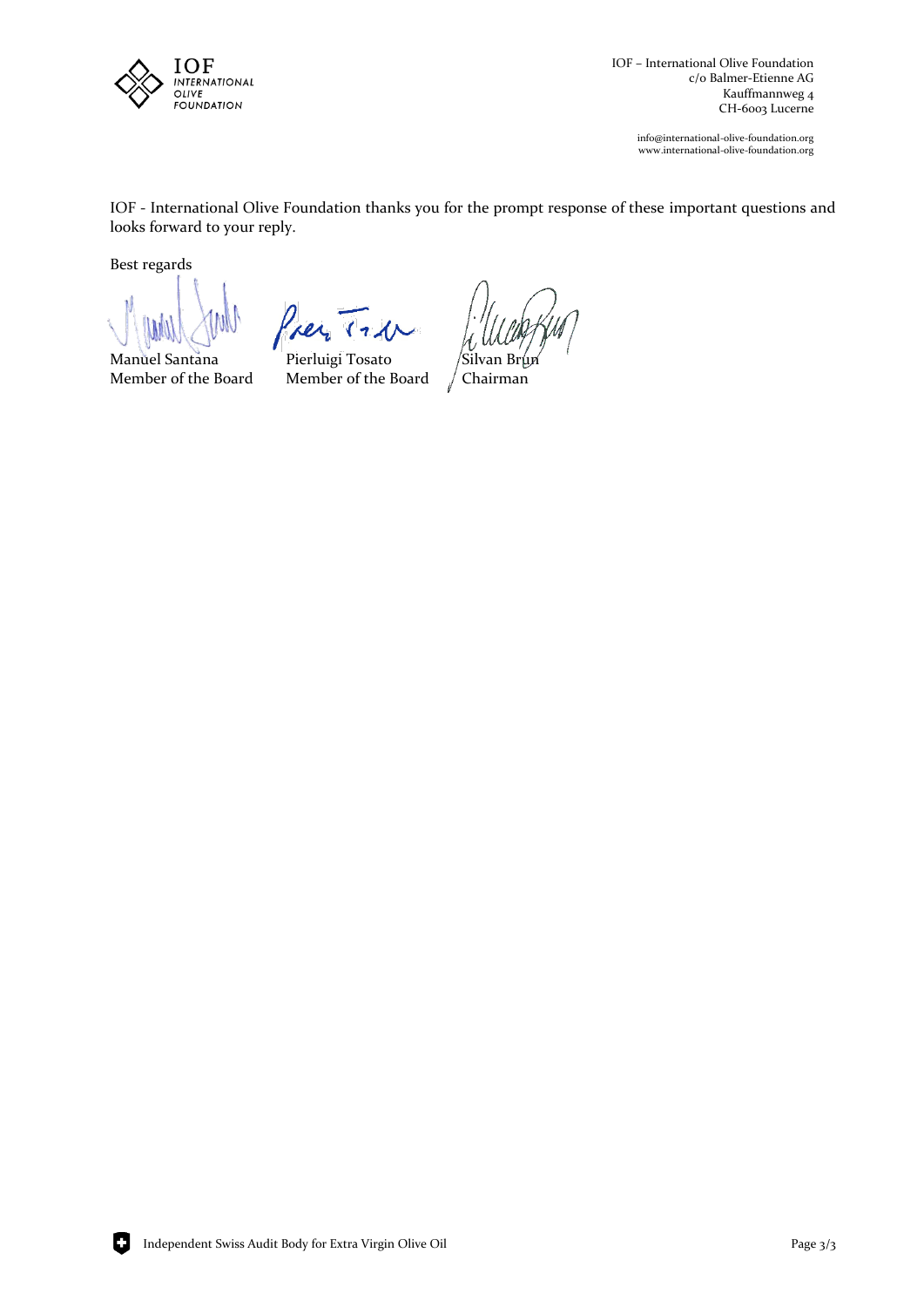IOF - International Olive Foundation thanks you for the prompt response of these important questions and looks forward to your reply.

Best regards

| | | |
|---|---|---|
| Manuel Santana | Pierluigi Tosato | Silvan Brun |
| Member of the Board | Member of the Board | Chairman |